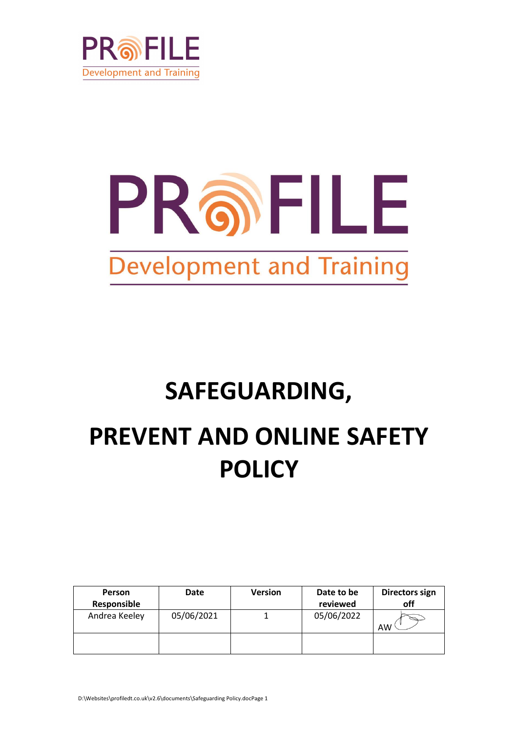PROFILE
Development and Training

PROFILE
Development and Training

# SAFEGUARDING,

# PREVENT AND ONLINE SAFETY POLICY

| Person Responsible | Date | Version | Date to be reviewed | Directors sign off |
|---|---|---|---|---|
| Andrea Keeley | 05/06/2021 | 1 | 05/06/2022 | AW |
| | | | | |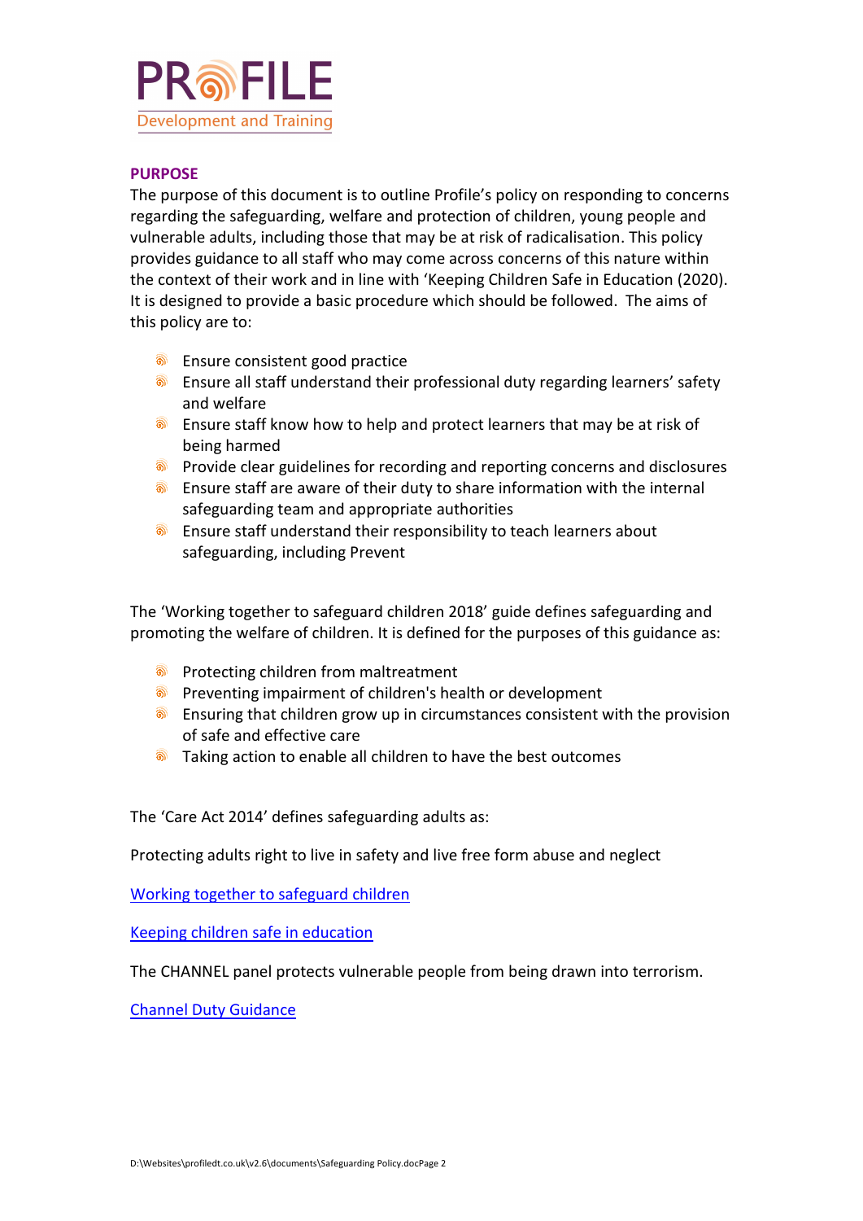PROFILE
Development and Training

## PURPOSE

The purpose of this document is to outline Profile's policy on responding to concerns regarding the safeguarding, welfare and protection of children, young people and vulnerable adults, including those that may be at risk of radicalisation. This policy provides guidance to all staff who may come across concerns of this nature within the context of their work and in line with 'Keeping Children Safe in Education (2020). It is designed to provide a basic procedure which should be followed. The aims of this policy are to:

- Ensure consistent good practice
- Ensure all staff understand their professional duty regarding learners' safety and welfare
- Ensure staff know how to help and protect learners that may be at risk of being harmed
- Provide clear guidelines for recording and reporting concerns and disclosures
- Ensure staff are aware of their duty to share information with the internal safeguarding team and appropriate authorities
- Ensure staff understand their responsibility to teach learners about safeguarding, including Prevent

The 'Working together to safeguard children 2018' guide defines safeguarding and promoting the welfare of children. It is defined for the purposes of this guidance as:

- Protecting children from maltreatment
- Preventing impairment of children's health or development
- Ensuring that children grow up in circumstances consistent with the provision of safe and effective care
- Taking action to enable all children to have the best outcomes

The 'Care Act 2014' defines safeguarding adults as:

Protecting adults right to live in safety and live free form abuse and neglect

Working together to safeguard children

Keeping children safe in education

The CHANNEL panel protects vulnerable people from being drawn into terrorism.

Channel Duty Guidance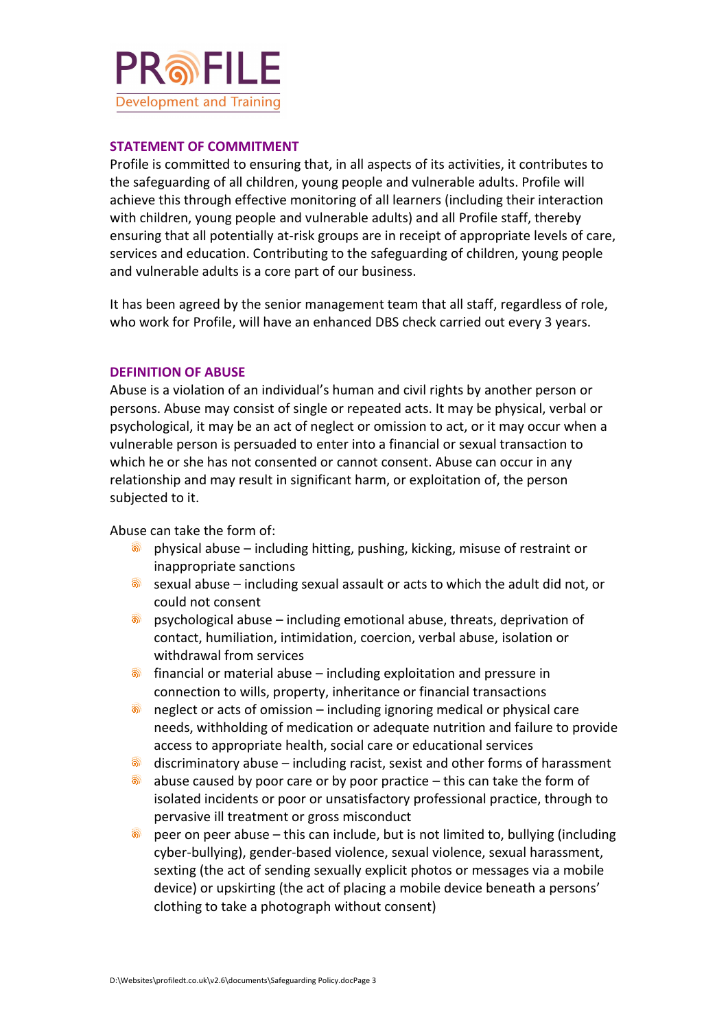## STATEMENT OF COMMITMENT

Profile is committed to ensuring that, in all aspects of its activities, it contributes to the safeguarding of all children, young people and vulnerable adults. Profile will achieve this through effective monitoring of all learners (including their interaction with children, young people and vulnerable adults) and all Profile staff, thereby ensuring that all potentially at-risk groups are in receipt of appropriate levels of care, services and education. Contributing to the safeguarding of children, young people and vulnerable adults is a core part of our business.

It has been agreed by the senior management team that all staff, regardless of role, who work for Profile, will have an enhanced DBS check carried out every 3 years.

## DEFINITION OF ABUSE

Abuse is a violation of an individual's human and civil rights by another person or persons. Abuse may consist of single or repeated acts. It may be physical, verbal or psychological, it may be an act of neglect or omission to act, or it may occur when a vulnerable person is persuaded to enter into a financial or sexual transaction to which he or she has not consented or cannot consent. Abuse can occur in any relationship and may result in significant harm, or exploitation of, the person subjected to it.

Abuse can take the form of:

- physical abuse – including hitting, pushing, kicking, misuse of restraint or inappropriate sanctions
- sexual abuse – including sexual assault or acts to which the adult did not, or could not consent
- psychological abuse – including emotional abuse, threats, deprivation of contact, humiliation, intimidation, coercion, verbal abuse, isolation or withdrawal from services
- financial or material abuse – including exploitation and pressure in connection to wills, property, inheritance or financial transactions
- neglect or acts of omission – including ignoring medical or physical care needs, withholding of medication or adequate nutrition and failure to provide access to appropriate health, social care or educational services
- discriminatory abuse – including racist, sexist and other forms of harassment
- abuse caused by poor care or by poor practice – this can take the form of isolated incidents or poor or unsatisfactory professional practice, through to pervasive ill treatment or gross misconduct
- peer on peer abuse – this can include, but is not limited to, bullying (including cyber-bullying), gender-based violence, sexual violence, sexual harassment, sexting (the act of sending sexually explicit photos or messages via a mobile device) or upskirting (the act of placing a mobile device beneath a persons' clothing to take a photograph without consent)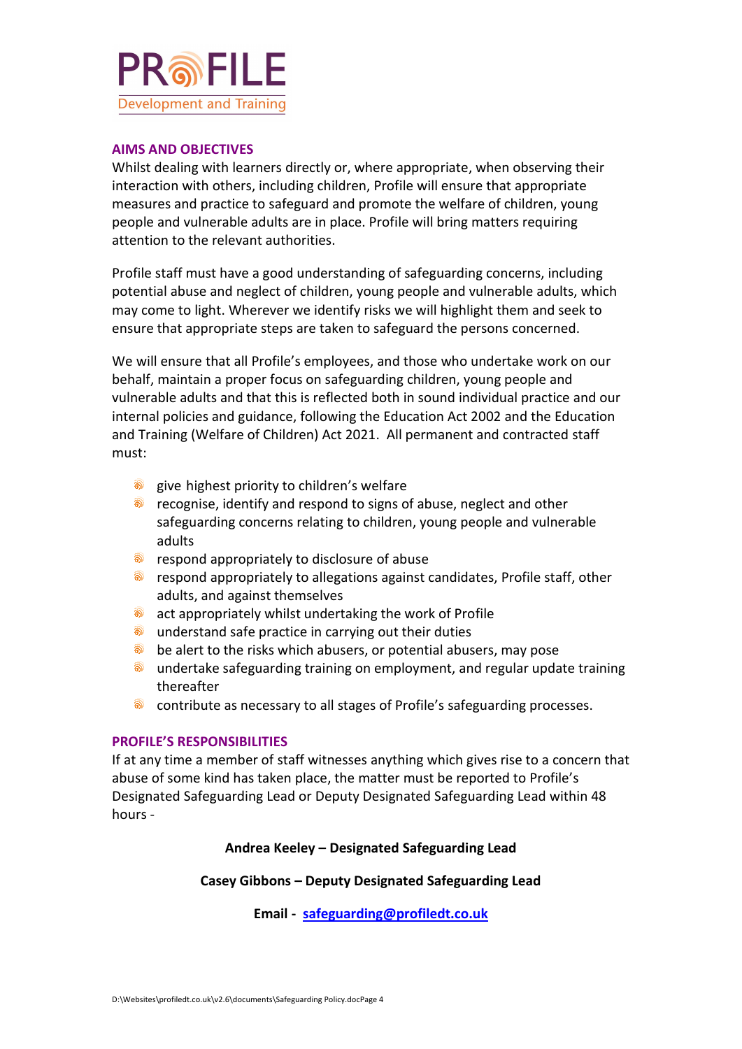## AIMS AND OBJECTIVES

Whilst dealing with learners directly or, where appropriate, when observing their interaction with others, including children, Profile will ensure that appropriate measures and practice to safeguard and promote the welfare of children, young people and vulnerable adults are in place. Profile will bring matters requiring attention to the relevant authorities.

Profile staff must have a good understanding of safeguarding concerns, including potential abuse and neglect of children, young people and vulnerable adults, which may come to light. Wherever we identify risks we will highlight them and seek to ensure that appropriate steps are taken to safeguard the persons concerned.

We will ensure that all Profile's employees, and those who undertake work on our behalf, maintain a proper focus on safeguarding children, young people and vulnerable adults and that this is reflected both in sound individual practice and our internal policies and guidance, following the Education Act 2002 and the Education and Training (Welfare of Children) Act 2021. All permanent and contracted staff must:

- give highest priority to children's welfare
- recognise, identify and respond to signs of abuse, neglect and other safeguarding concerns relating to children, young people and vulnerable adults
- respond appropriately to disclosure of abuse
- respond appropriately to allegations against candidates, Profile staff, other adults, and against themselves
- act appropriately whilst undertaking the work of Profile
- understand safe practice in carrying out their duties
- be alert to the risks which abusers, or potential abusers, may pose
- undertake safeguarding training on employment, and regular update training thereafter
- contribute as necessary to all stages of Profile's safeguarding processes.

## PROFILE'S RESPONSIBILITIES

If at any time a member of staff witnesses anything which gives rise to a concern that abuse of some kind has taken place, the matter must be reported to Profile's Designated Safeguarding Lead or Deputy Designated Safeguarding Lead within 48 hours -

**Andrea Keeley – Designated Safeguarding Lead**

**Casey Gibbons – Deputy Designated Safeguarding Lead**

**Email - [safeguarding@profiledt.co.uk](mailto:safeguarding@profiledt.co.uk)**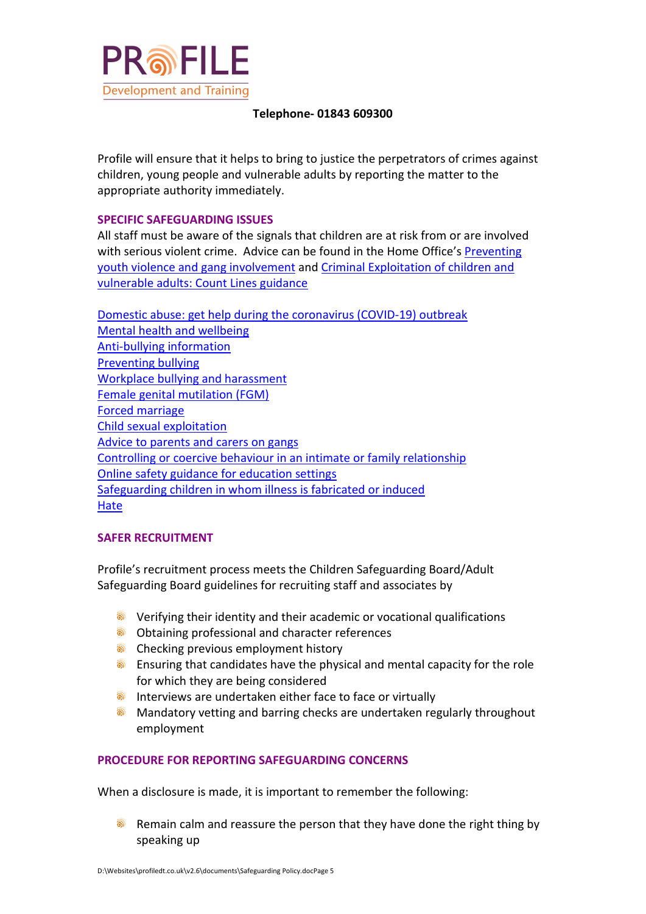Profile will ensure that it helps to bring to justice the perpetrators of crimes against children, young people and vulnerable adults by reporting the matter to the appropriate authority immediately.

## SPECIFIC SAFEGUARDING ISSUES

All staff must be aware of the signals that children are at risk from or are involved with serious violent crime. Advice can be found in the Home Office's Preventing youth violence and gang involvement and Criminal Exploitation of children and vulnerable adults: Count Lines guidance

Domestic abuse: get help during the coronavirus (COVID-19) outbreak
Mental health and wellbeing
Anti-bullying information
Preventing bullying
Workplace bullying and harassment
Female genital mutilation (FGM)
Forced marriage
Child sexual exploitation
Advice to parents and carers on gangs
Controlling or coercive behaviour in an intimate or family relationship
Online safety guidance for education settings
Safeguarding children in whom illness is fabricated or induced
Hate

## SAFER RECRUITMENT

Profile's recruitment process meets the Children Safeguarding Board/Adult Safeguarding Board guidelines for recruiting staff and associates by

- Verifying their identity and their academic or vocational qualifications
- Obtaining professional and character references
- Checking previous employment history
- Ensuring that candidates have the physical and mental capacity for the role for which they are being considered
- Interviews are undertaken either face to face or virtually
- Mandatory vetting and barring checks are undertaken regularly throughout employment

## PROCEDURE FOR REPORTING SAFEGUARDING CONCERNS

When a disclosure is made, it is important to remember the following:

- Remain calm and reassure the person that they have done the right thing by speaking up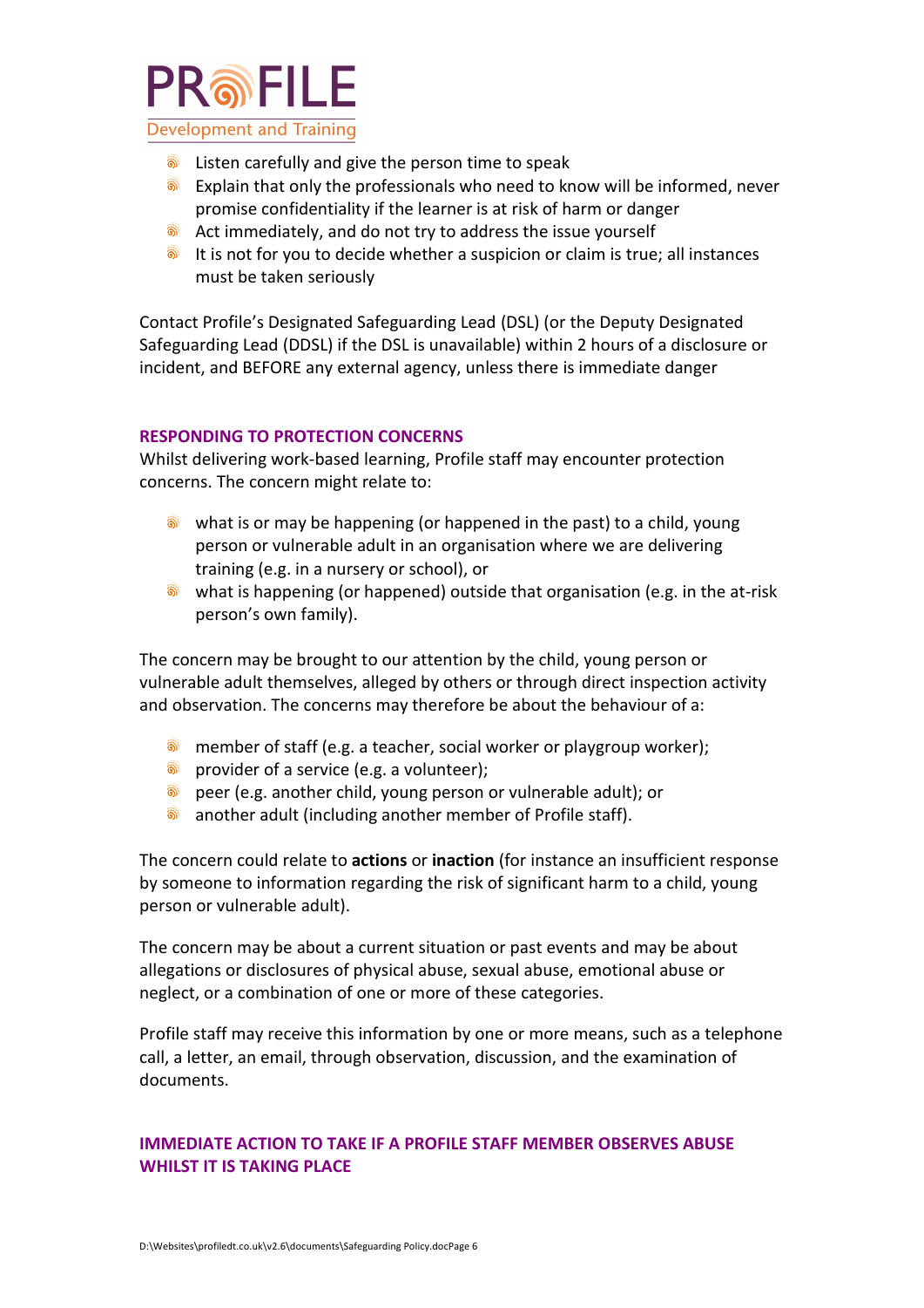- Listen carefully and give the person time to speak
- Explain that only the professionals who need to know will be informed, never promise confidentiality if the learner is at risk of harm or danger
- Act immediately, and do not try to address the issue yourself
- It is not for you to decide whether a suspicion or claim is true; all instances must be taken seriously

Contact Profile's Designated Safeguarding Lead (DSL) (or the Deputy Designated Safeguarding Lead (DDSL) if the DSL is unavailable) within 2 hours of a disclosure or incident, and BEFORE any external agency, unless there is immediate danger

## RESPONDING TO PROTECTION CONCERNS

Whilst delivering work-based learning, Profile staff may encounter protection concerns. The concern might relate to:

- what is or may be happening (or happened in the past) to a child, young person or vulnerable adult in an organisation where we are delivering training (e.g. in a nursery or school), or
- what is happening (or happened) outside that organisation (e.g. in the at-risk person's own family).

The concern may be brought to our attention by the child, young person or vulnerable adult themselves, alleged by others or through direct inspection activity and observation. The concerns may therefore be about the behaviour of a:

- member of staff (e.g. a teacher, social worker or playgroup worker);
- provider of a service (e.g. a volunteer);
- peer (e.g. another child, young person or vulnerable adult); or
- another adult (including another member of Profile staff).

The concern could relate to **actions** or **inaction** (for instance an insufficient response by someone to information regarding the risk of significant harm to a child, young person or vulnerable adult).

The concern may be about a current situation or past events and may be about allegations or disclosures of physical abuse, sexual abuse, emotional abuse or neglect, or a combination of one or more of these categories.

Profile staff may receive this information by one or more means, such as a telephone call, a letter, an email, through observation, discussion, and the examination of documents.

## IMMEDIATE ACTION TO TAKE IF A PROFILE STAFF MEMBER OBSERVES ABUSE WHILST IT IS TAKING PLACE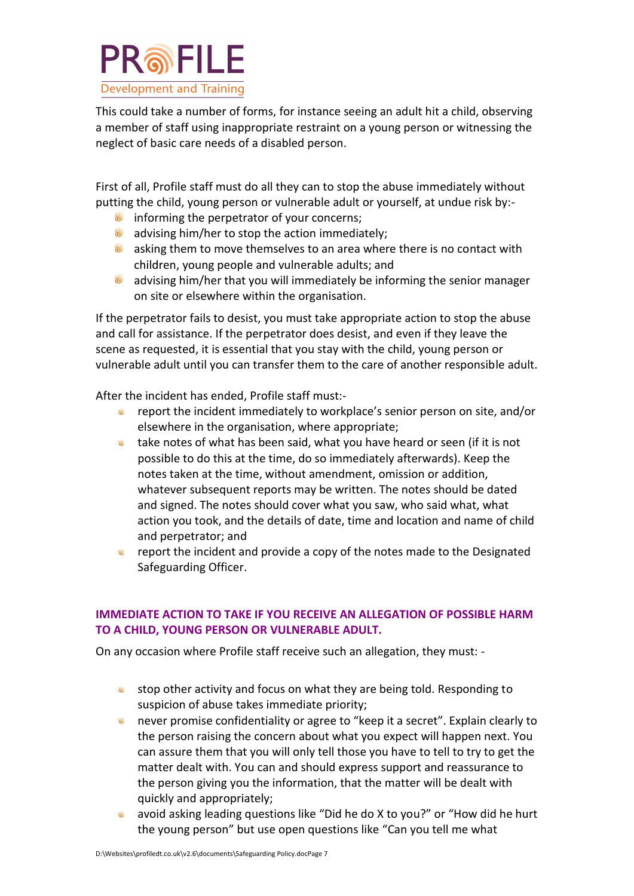This could take a number of forms, for instance seeing an adult hit a child, observing a member of staff using inappropriate restraint on a young person or witnessing the neglect of basic care needs of a disabled person.

First of all, Profile staff must do all they can to stop the abuse immediately without putting the child, young person or vulnerable adult or yourself, at undue risk by:-

- informing the perpetrator of your concerns;
- advising him/her to stop the action immediately;
- asking them to move themselves to an area where there is no contact with children, young people and vulnerable adults; and
- advising him/her that you will immediately be informing the senior manager on site or elsewhere within the organisation.

If the perpetrator fails to desist, you must take appropriate action to stop the abuse and call for assistance. If the perpetrator does desist, and even if they leave the scene as requested, it is essential that you stay with the child, young person or vulnerable adult until you can transfer them to the care of another responsible adult.

After the incident has ended, Profile staff must:-

- report the incident immediately to workplace's senior person on site, and/or elsewhere in the organisation, where appropriate;
- take notes of what has been said, what you have heard or seen (if it is not possible to do this at the time, do so immediately afterwards). Keep the notes taken at the time, without amendment, omission or addition, whatever subsequent reports may be written. The notes should be dated and signed. The notes should cover what you saw, who said what, what action you took, and the details of date, time and location and name of child and perpetrator; and
- report the incident and provide a copy of the notes made to the Designated Safeguarding Officer.

## IMMEDIATE ACTION TO TAKE IF YOU RECEIVE AN ALLEGATION OF POSSIBLE HARM TO A CHILD, YOUNG PERSON OR VULNERABLE ADULT.

On any occasion where Profile staff receive such an allegation, they must: -

- stop other activity and focus on what they are being told. Responding to suspicion of abuse takes immediate priority;
- never promise confidentiality or agree to "keep it a secret". Explain clearly to the person raising the concern about what you expect will happen next. You can assure them that you will only tell those you have to tell to try to get the matter dealt with. You can and should express support and reassurance to the person giving you the information, that the matter will be dealt with quickly and appropriately;
- avoid asking leading questions like "Did he do X to you?" or "How did he hurt the young person" but use open questions like "Can you tell me what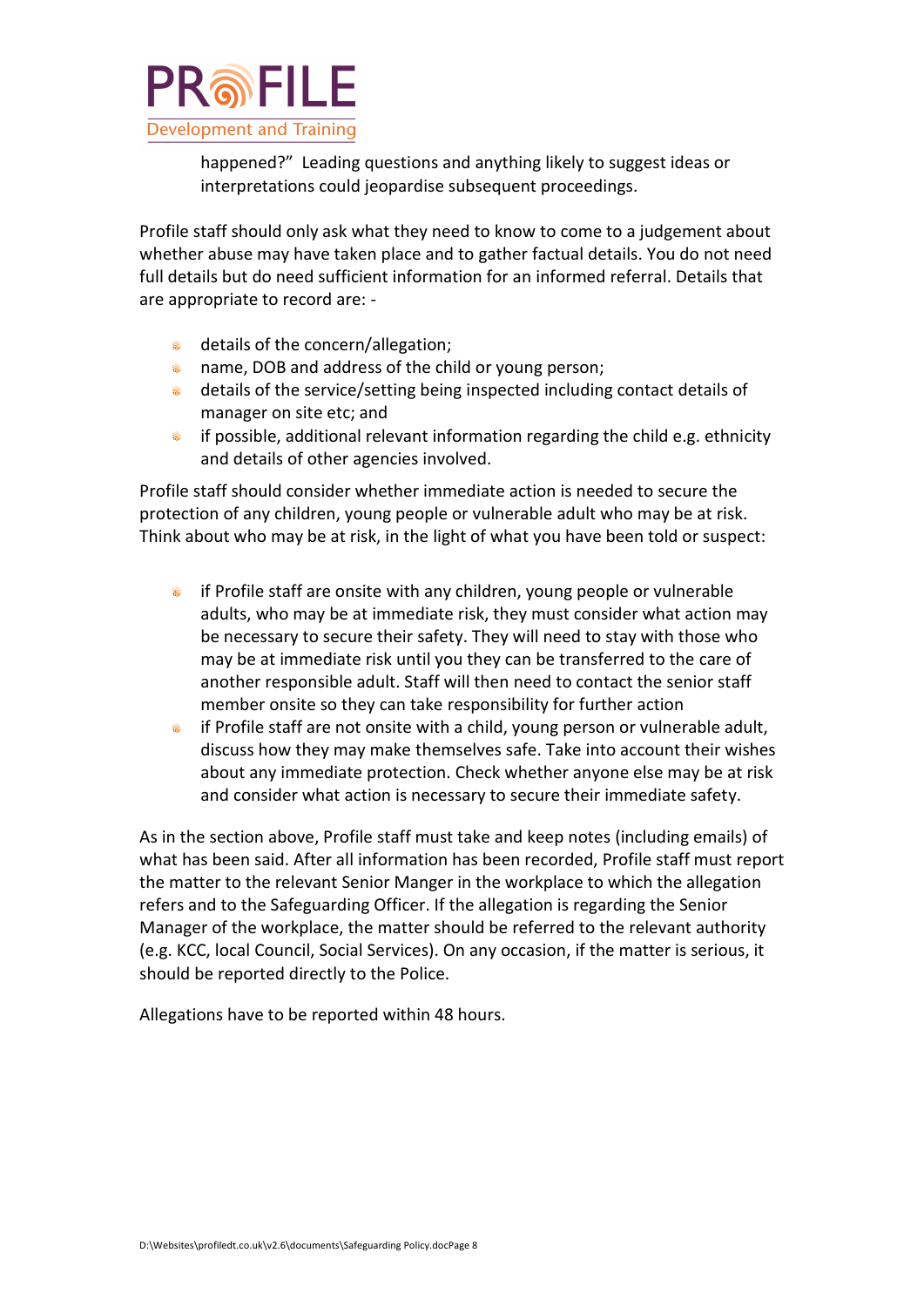happened?" Leading questions and anything likely to suggest ideas or interpretations could jeopardise subsequent proceedings.

Profile staff should only ask what they need to know to come to a judgement about whether abuse may have taken place and to gather factual details. You do not need full details but do need sufficient information for an informed referral. Details that are appropriate to record are: -

- details of the concern/allegation;
- name, DOB and address of the child or young person;
- details of the service/setting being inspected including contact details of manager on site etc; and
- if possible, additional relevant information regarding the child e.g. ethnicity and details of other agencies involved.

Profile staff should consider whether immediate action is needed to secure the protection of any children, young people or vulnerable adult who may be at risk. Think about who may be at risk, in the light of what you have been told or suspect:

- if Profile staff are onsite with any children, young people or vulnerable adults, who may be at immediate risk, they must consider what action may be necessary to secure their safety. They will need to stay with those who may be at immediate risk until you they can be transferred to the care of another responsible adult. Staff will then need to contact the senior staff member onsite so they can take responsibility for further action
- if Profile staff are not onsite with a child, young person or vulnerable adult, discuss how they may make themselves safe. Take into account their wishes about any immediate protection. Check whether anyone else may be at risk and consider what action is necessary to secure their immediate safety.

As in the section above, Profile staff must take and keep notes (including emails) of what has been said. After all information has been recorded, Profile staff must report the matter to the relevant Senior Manger in the workplace to which the allegation refers and to the Safeguarding Officer. If the allegation is regarding the Senior Manager of the workplace, the matter should be referred to the relevant authority (e.g. KCC, local Council, Social Services). On any occasion, if the matter is serious, it should be reported directly to the Police.

Allegations have to be reported within 48 hours.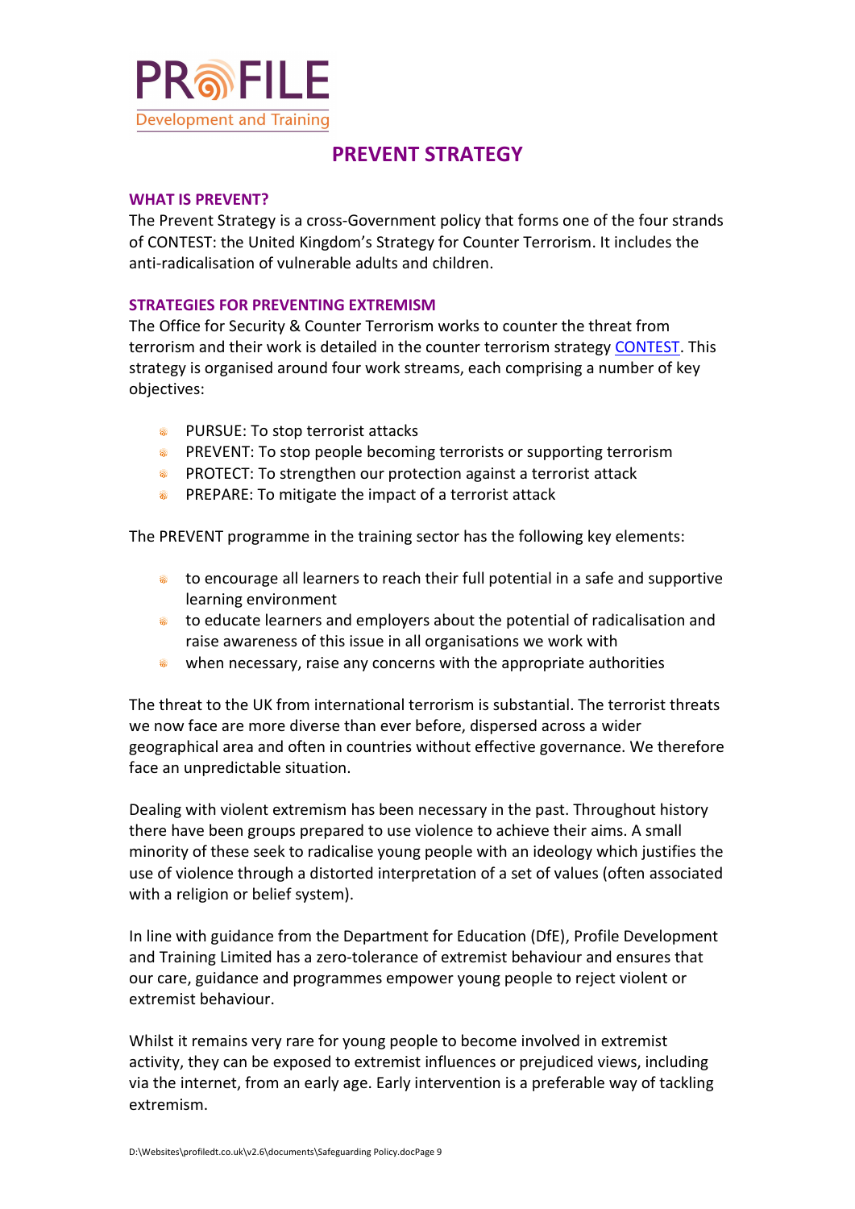# PREVENT STRATEGY

## WHAT IS PREVENT?

The Prevent Strategy is a cross-Government policy that forms one of the four strands of CONTEST: the United Kingdom's Strategy for Counter Terrorism. It includes the anti-radicalisation of vulnerable adults and children.

## STRATEGIES FOR PREVENTING EXTREMISM

The Office for Security & Counter Terrorism works to counter the threat from terrorism and their work is detailed in the counter terrorism strategy CONTEST. This strategy is organised around four work streams, each comprising a number of key objectives:

- PURSUE: To stop terrorist attacks
- PREVENT: To stop people becoming terrorists or supporting terrorism
- PROTECT: To strengthen our protection against a terrorist attack
- PREPARE: To mitigate the impact of a terrorist attack

The PREVENT programme in the training sector has the following key elements:

- to encourage all learners to reach their full potential in a safe and supportive learning environment
- to educate learners and employers about the potential of radicalisation and raise awareness of this issue in all organisations we work with
- when necessary, raise any concerns with the appropriate authorities

The threat to the UK from international terrorism is substantial. The terrorist threats we now face are more diverse than ever before, dispersed across a wider geographical area and often in countries without effective governance. We therefore face an unpredictable situation.

Dealing with violent extremism has been necessary in the past. Throughout history there have been groups prepared to use violence to achieve their aims. A small minority of these seek to radicalise young people with an ideology which justifies the use of violence through a distorted interpretation of a set of values (often associated with a religion or belief system).

In line with guidance from the Department for Education (DfE), Profile Development and Training Limited has a zero-tolerance of extremist behaviour and ensures that our care, guidance and programmes empower young people to reject violent or extremist behaviour.

Whilst it remains very rare for young people to become involved in extremist activity, they can be exposed to extremist influences or prejudiced views, including via the internet, from an early age. Early intervention is a preferable way of tackling extremism.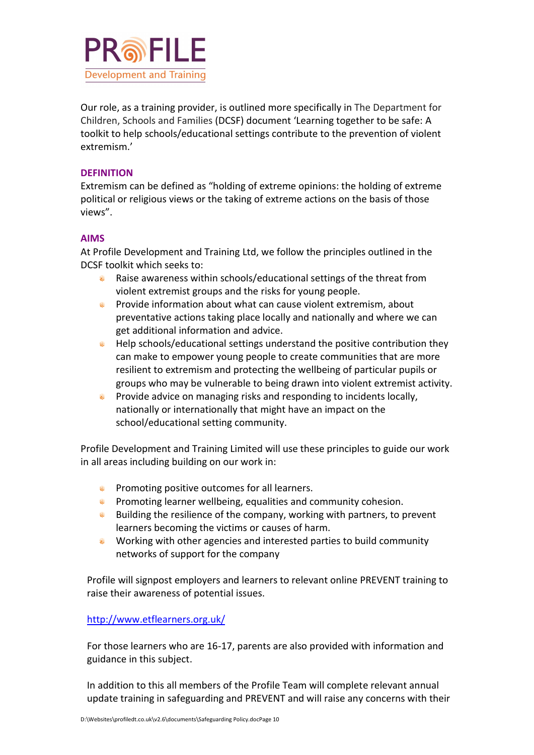Our role, as a training provider, is outlined more specifically in The Department for Children, Schools and Families (DCSF) document 'Learning together to be safe: A toolkit to help schools/educational settings contribute to the prevention of violent extremism.'

## DEFINITION

Extremism can be defined as "holding of extreme opinions: the holding of extreme political or religious views or the taking of extreme actions on the basis of those views".

## AIMS

At Profile Development and Training Ltd, we follow the principles outlined in the DCSF toolkit which seeks to:

- Raise awareness within schools/educational settings of the threat from violent extremist groups and the risks for young people.
- Provide information about what can cause violent extremism, about preventative actions taking place locally and nationally and where we can get additional information and advice.
- Help schools/educational settings understand the positive contribution they can make to empower young people to create communities that are more resilient to extremism and protecting the wellbeing of particular pupils or groups who may be vulnerable to being drawn into violent extremist activity.
- Provide advice on managing risks and responding to incidents locally, nationally or internationally that might have an impact on the school/educational setting community.

Profile Development and Training Limited will use these principles to guide our work in all areas including building on our work in:

- Promoting positive outcomes for all learners.
- Promoting learner wellbeing, equalities and community cohesion.
- Building the resilience of the company, working with partners, to prevent learners becoming the victims or causes of harm.
- Working with other agencies and interested parties to build community networks of support for the company

Profile will signpost employers and learners to relevant online PREVENT training to raise their awareness of potential issues.

http://www.etflearners.org.uk/

For those learners who are 16-17, parents are also provided with information and guidance in this subject.

In addition to this all members of the Profile Team will complete relevant annual update training in safeguarding and PREVENT and will raise any concerns with their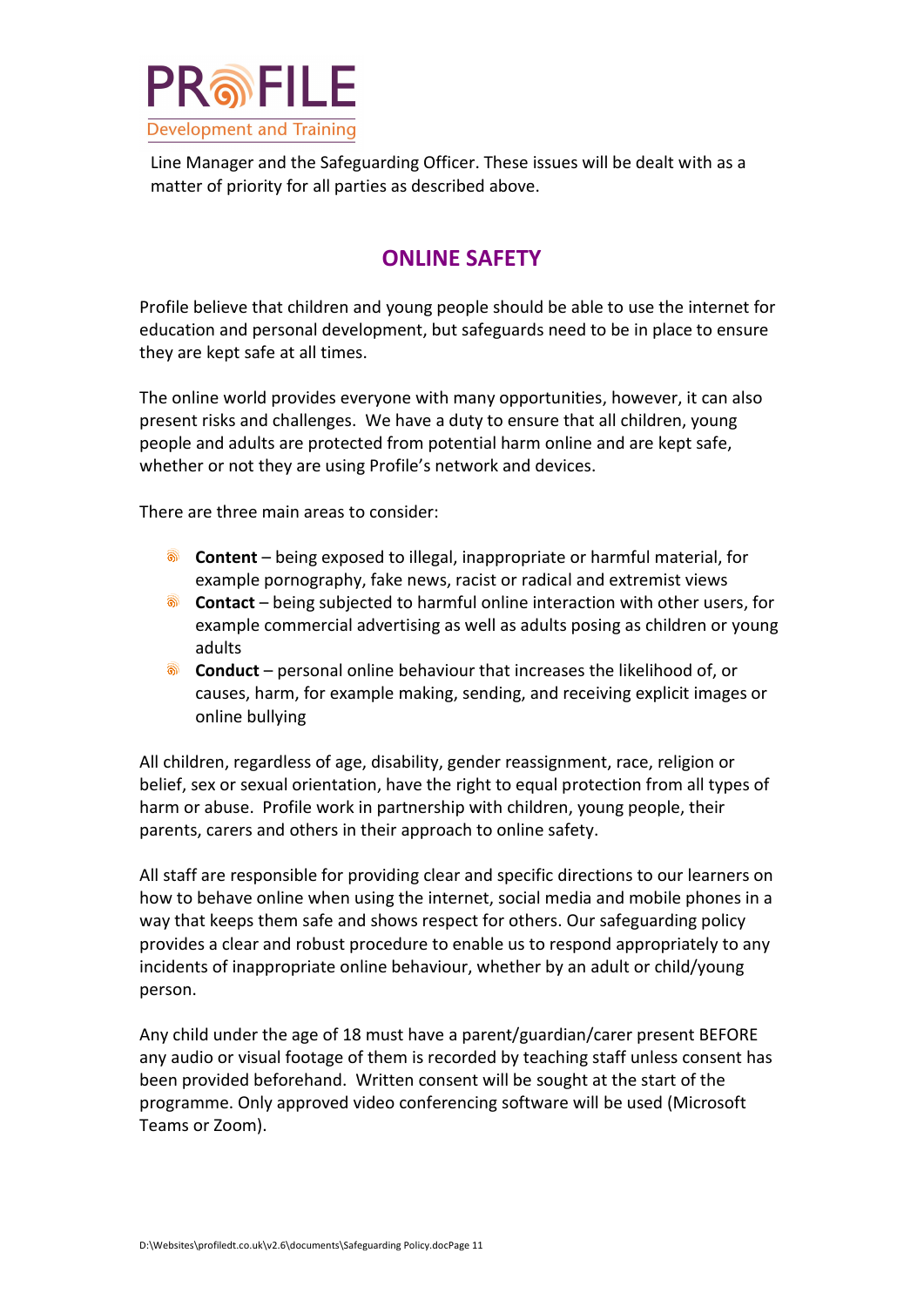Line Manager and the Safeguarding Officer. These issues will be dealt with as a matter of priority for all parties as described above.

## ONLINE SAFETY

Profile believe that children and young people should be able to use the internet for education and personal development, but safeguards need to be in place to ensure they are kept safe at all times.

The online world provides everyone with many opportunities, however, it can also present risks and challenges. We have a duty to ensure that all children, young people and adults are protected from potential harm online and are kept safe, whether or not they are using Profile's network and devices.

There are three main areas to consider:

- **Content** – being exposed to illegal, inappropriate or harmful material, for example pornography, fake news, racist or radical and extremist views
- **Contact** – being subjected to harmful online interaction with other users, for example commercial advertising as well as adults posing as children or young adults
- **Conduct** – personal online behaviour that increases the likelihood of, or causes, harm, for example making, sending, and receiving explicit images or online bullying

All children, regardless of age, disability, gender reassignment, race, religion or belief, sex or sexual orientation, have the right to equal protection from all types of harm or abuse. Profile work in partnership with children, young people, their parents, carers and others in their approach to online safety.

All staff are responsible for providing clear and specific directions to our learners on how to behave online when using the internet, social media and mobile phones in a way that keeps them safe and shows respect for others. Our safeguarding policy provides a clear and robust procedure to enable us to respond appropriately to any incidents of inappropriate online behaviour, whether by an adult or child/young person.

Any child under the age of 18 must have a parent/guardian/carer present BEFORE any audio or visual footage of them is recorded by teaching staff unless consent has been provided beforehand. Written consent will be sought at the start of the programme. Only approved video conferencing software will be used (Microsoft Teams or Zoom).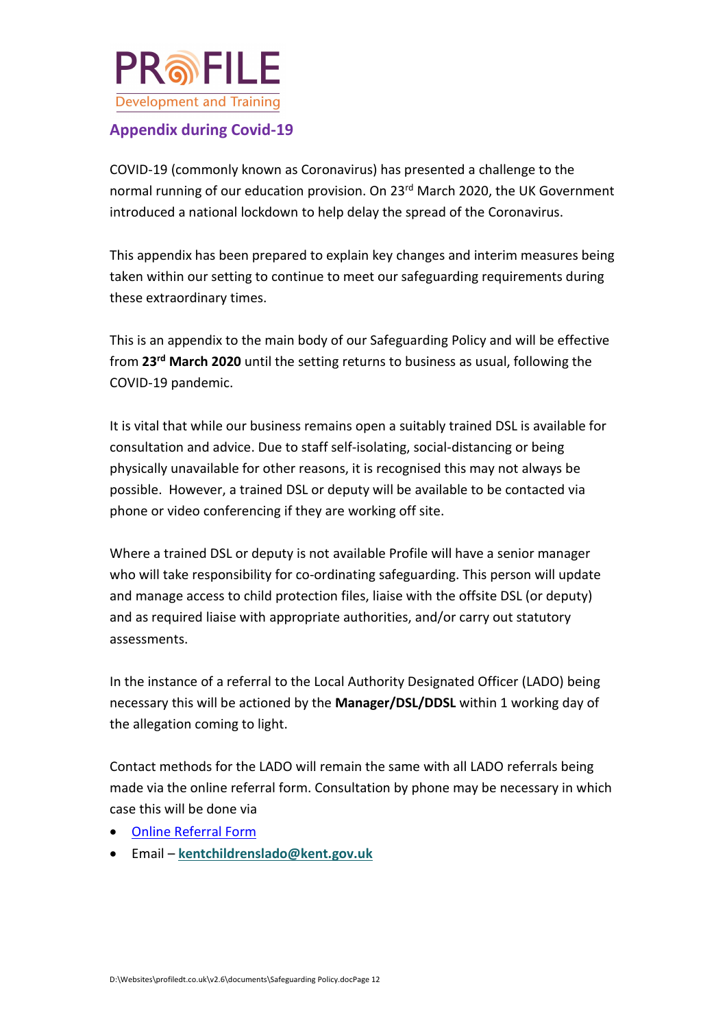## Appendix during Covid-19

COVID-19 (commonly known as Coronavirus) has presented a challenge to the normal running of our education provision. On 23rd March 2020, the UK Government introduced a national lockdown to help delay the spread of the Coronavirus.

This appendix has been prepared to explain key changes and interim measures being taken within our setting to continue to meet our safeguarding requirements during these extraordinary times.

This is an appendix to the main body of our Safeguarding Policy and will be effective from **23rd March 2020** until the setting returns to business as usual, following the COVID-19 pandemic.

It is vital that while our business remains open a suitably trained DSL is available for consultation and advice. Due to staff self-isolating, social-distancing or being physically unavailable for other reasons, it is recognised this may not always be possible. However, a trained DSL or deputy will be available to be contacted via phone or video conferencing if they are working off site.

Where a trained DSL or deputy is not available Profile will have a senior manager who will take responsibility for co-ordinating safeguarding. This person will update and manage access to child protection files, liaise with the offsite DSL (or deputy) and as required liaise with appropriate authorities, and/or carry out statutory assessments.

In the instance of a referral to the Local Authority Designated Officer (LADO) being necessary this will be actioned by the **Manager/DSL/DDSL** within 1 working day of the allegation coming to light.

Contact methods for the LADO will remain the same with all LADO referrals being made via the online referral form. Consultation by phone may be necessary in which case this will be done via

- Online Referral Form
- Email – **kentchildrenslado@kent.gov.uk**